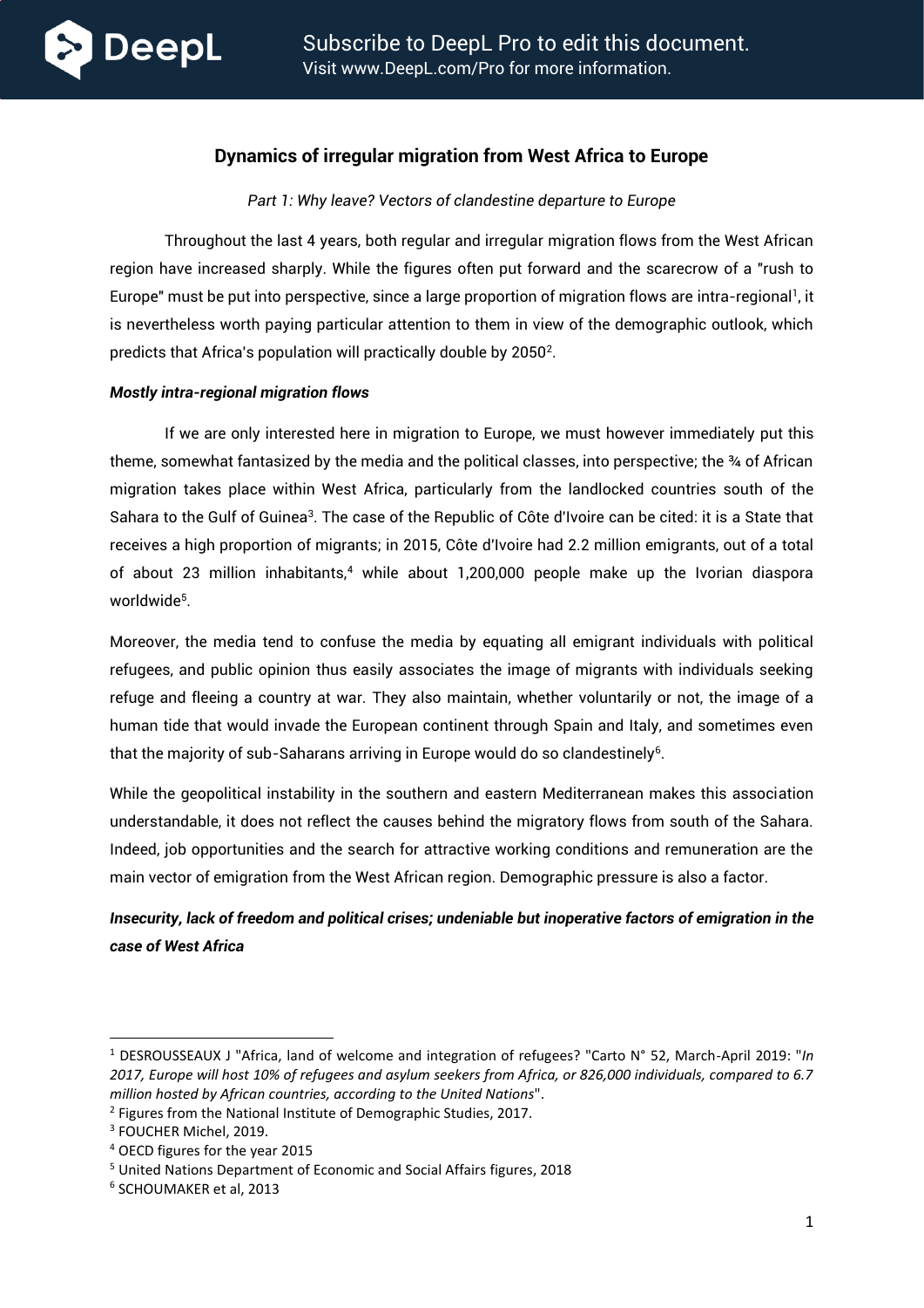# Dynamics of irregular migration from West Africa to Europe

*Part 1: Why leave? Vectors of clandestine departure to Europe*

Throughout the last 4 years, both regular and irregular migration flows from the West African region have increased sharply. While the figures often put forward and the scarecrow of a "rush to Europe" must be put into perspective, since a large proportion of migration flows are intra-regional[1], it is nevertheless worth paying particular attention to them in view of the demographic outlook, which predicts that Africa's population will practically double by 2050[2].

***Mostly intra-regional migration flows***

If we are only interested here in migration to Europe, we must however immediately put this theme, somewhat fantasized by the media and the political classes, into perspective; the ¾ of African migration takes place within West Africa, particularly from the landlocked countries south of the Sahara to the Gulf of Guinea[3]. The case of the Republic of Côte d'Ivoire can be cited: it is a State that receives a high proportion of migrants; in 2015, Côte d'Ivoire had 2.2 million emigrants, out of a total of about 23 million inhabitants,[4] while about 1,200,000 people make up the Ivorian diaspora worldwide[5].

Moreover, the media tend to confuse the media by equating all emigrant individuals with political refugees, and public opinion thus easily associates the image of migrants with individuals seeking refuge and fleeing a country at war. They also maintain, whether voluntarily or not, the image of a human tide that would invade the European continent through Spain and Italy, and sometimes even that the majority of sub-Saharans arriving in Europe would do so clandestinely[6].

While the geopolitical instability in the southern and eastern Mediterranean makes this association understandable, it does not reflect the causes behind the migratory flows from south of the Sahara. Indeed, job opportunities and the search for attractive working conditions and remuneration are the main vector of emigration from the West African region. Demographic pressure is also a factor.

***Insecurity, lack of freedom and political crises; undeniable but inoperative factors of emigration in the case of West Africa***

---

[1] DESROUSSEAUX J "Africa, land of welcome and integration of refugees? "Carto N° 52, March-April 2019: "*In 2017, Europe will host 10% of refugees and asylum seekers from Africa, or 826,000 individuals, compared to 6.7 million hosted by African countries, according to the United Nations*".

[2] Figures from the National Institute of Demographic Studies, 2017.

[3] FOUCHER Michel, 2019.

[4] OECD figures for the year 2015

[5] United Nations Department of Economic and Social Affairs figures, 2018

[6] SCHOUMAKER et al, 2013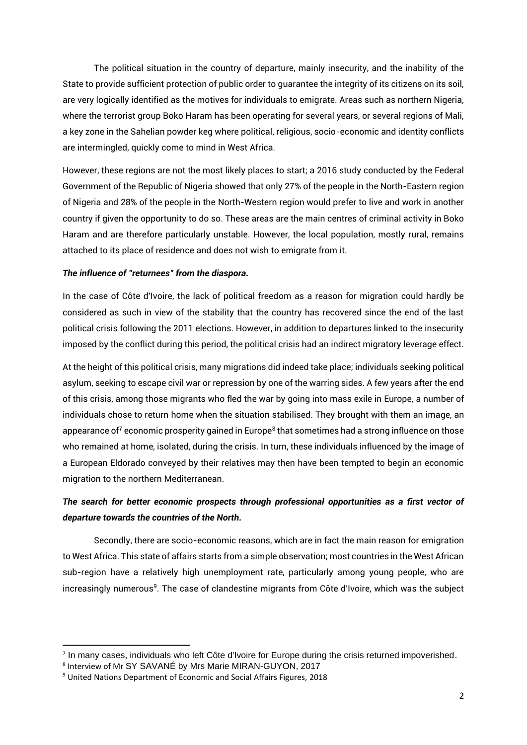The political situation in the country of departure, mainly insecurity, and the inability of the State to provide sufficient protection of public order to guarantee the integrity of its citizens on its soil, are very logically identified as the motives for individuals to emigrate. Areas such as northern Nigeria, where the terrorist group Boko Haram has been operating for several years, or several regions of Mali, a key zone in the Sahelian powder keg where political, religious, socio-economic and identity conflicts are intermingled, quickly come to mind in West Africa.

However, these regions are not the most likely places to start; a 2016 study conducted by the Federal Government of the Republic of Nigeria showed that only 27% of the people in the North-Eastern region of Nigeria and 28% of the people in the North-Western region would prefer to live and work in another country if given the opportunity to do so. These areas are the main centres of criminal activity in Boko Haram and are therefore particularly unstable. However, the local population, mostly rural, remains attached to its place of residence and does not wish to emigrate from it.

***The influence of "returnees" from the diaspora.***

In the case of Côte d'Ivoire, the lack of political freedom as a reason for migration could hardly be considered as such in view of the stability that the country has recovered since the end of the last political crisis following the 2011 elections. However, in addition to departures linked to the insecurity imposed by the conflict during this period, the political crisis had an indirect migratory leverage effect.

At the height of this political crisis, many migrations did indeed take place; individuals seeking political asylum, seeking to escape civil war or repression by one of the warring sides. A few years after the end of this crisis, among those migrants who fled the war by going into mass exile in Europe, a number of individuals chose to return home when the situation stabilised. They brought with them an image, an appearance of[7] economic prosperity gained in Europe[8] that sometimes had a strong influence on those who remained at home, isolated, during the crisis. In turn, these individuals influenced by the image of a European Eldorado conveyed by their relatives may then have been tempted to begin an economic migration to the northern Mediterranean.

***The search for better economic prospects through professional opportunities as a first vector of departure towards the countries of the North.***

Secondly, there are socio-economic reasons, which are in fact the main reason for emigration to West Africa. This state of affairs starts from a simple observation; most countries in the West African sub-region have a relatively high unemployment rate, particularly among young people, who are increasingly numerous[9]. The case of clandestine migrants from Côte d'Ivoire, which was the subject

---

[7] In many cases, individuals who left Côte d'Ivoire for Europe during the crisis returned impoverished.

[8] Interview of Mr SY SAVANÉ by Mrs Marie MIRAN-GUYON, 2017

[9] United Nations Department of Economic and Social Affairs Figures, 2018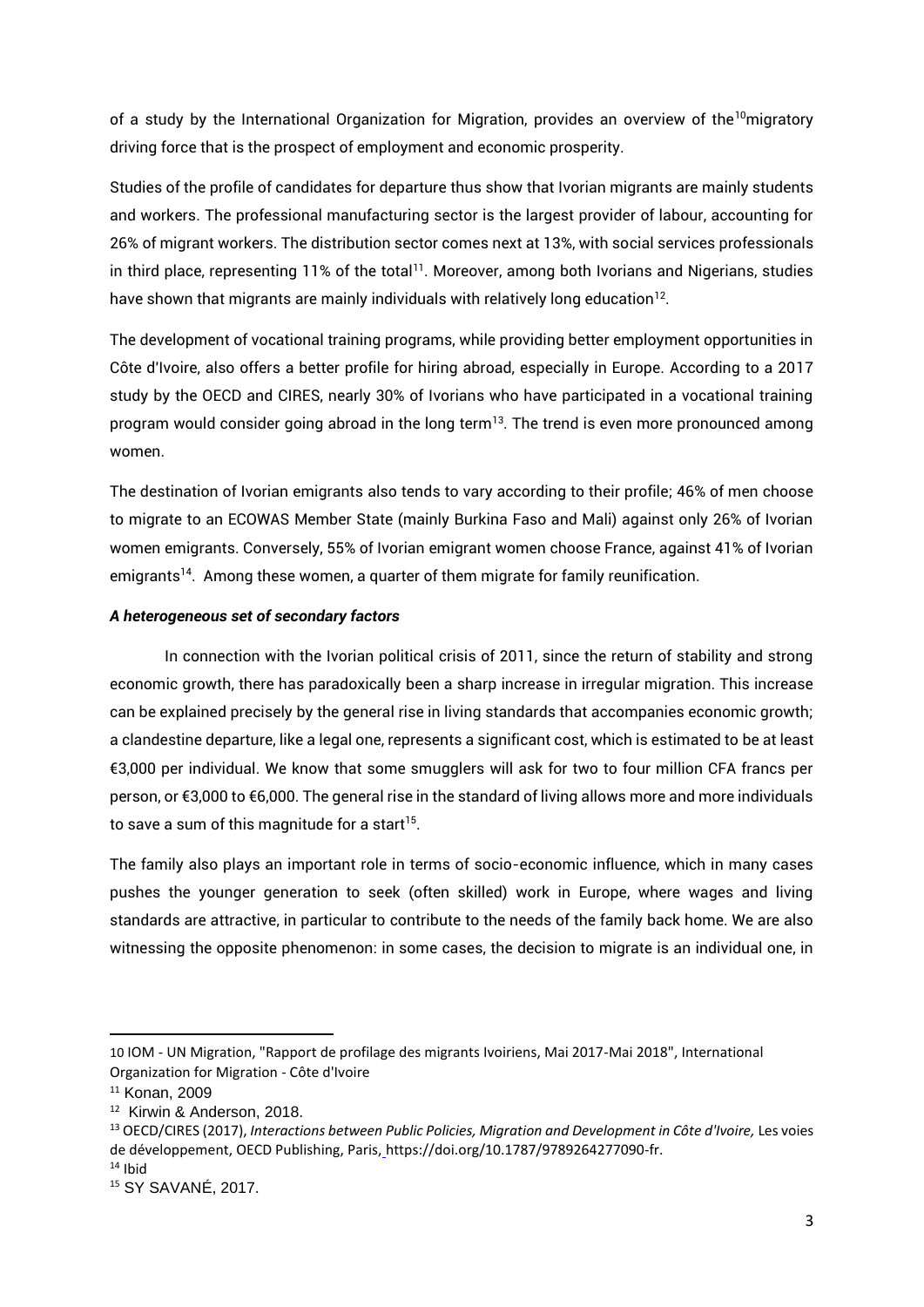of a study by the International Organization for Migration, provides an overview of the[10]migratory driving force that is the prospect of employment and economic prosperity.

Studies of the profile of candidates for departure thus show that Ivorian migrants are mainly students and workers. The professional manufacturing sector is the largest provider of labour, accounting for 26% of migrant workers. The distribution sector comes next at 13%, with social services professionals in third place, representing 11% of the total[11]. Moreover, among both Ivorians and Nigerians, studies have shown that migrants are mainly individuals with relatively long education[12].

The development of vocational training programs, while providing better employment opportunities in Côte d'Ivoire, also offers a better profile for hiring abroad, especially in Europe. According to a 2017 study by the OECD and CIRES, nearly 30% of Ivorians who have participated in a vocational training program would consider going abroad in the long term[13]. The trend is even more pronounced among women.

The destination of Ivorian emigrants also tends to vary according to their profile; 46% of men choose to migrate to an ECOWAS Member State (mainly Burkina Faso and Mali) against only 26% of Ivorian women emigrants. Conversely, 55% of Ivorian emigrant women choose France, against 41% of Ivorian emigrants[14]. Among these women, a quarter of them migrate for family reunification.

***A heterogeneous set of secondary factors***

In connection with the Ivorian political crisis of 2011, since the return of stability and strong economic growth, there has paradoxically been a sharp increase in irregular migration. This increase can be explained precisely by the general rise in living standards that accompanies economic growth; a clandestine departure, like a legal one, represents a significant cost, which is estimated to be at least €3,000 per individual. We know that some smugglers will ask for two to four million CFA francs per person, or €3,000 to €6,000. The general rise in the standard of living allows more and more individuals to save a sum of this magnitude for a start[15].

The family also plays an important role in terms of socio-economic influence, which in many cases pushes the younger generation to seek (often skilled) work in Europe, where wages and living standards are attractive, in particular to contribute to the needs of the family back home. We are also witnessing the opposite phenomenon: in some cases, the decision to migrate is an individual one, in

---

10 IOM - UN Migration, "Rapport de profilage des migrants Ivoiriens, Mai 2017-Mai 2018", International Organization for Migration - Côte d'Ivoire

11 Konan, 2009

12 Kirwin & Anderson, 2018.

13 OECD/CIRES (2017), *Interactions between Public Policies, Migration and Development in Côte d'Ivoire,* Les voies de développement, OECD Publishing, Paris, https://doi.org/10.1787/9789264277090-fr.

14 Ibid

15 SY SAVANÉ, 2017.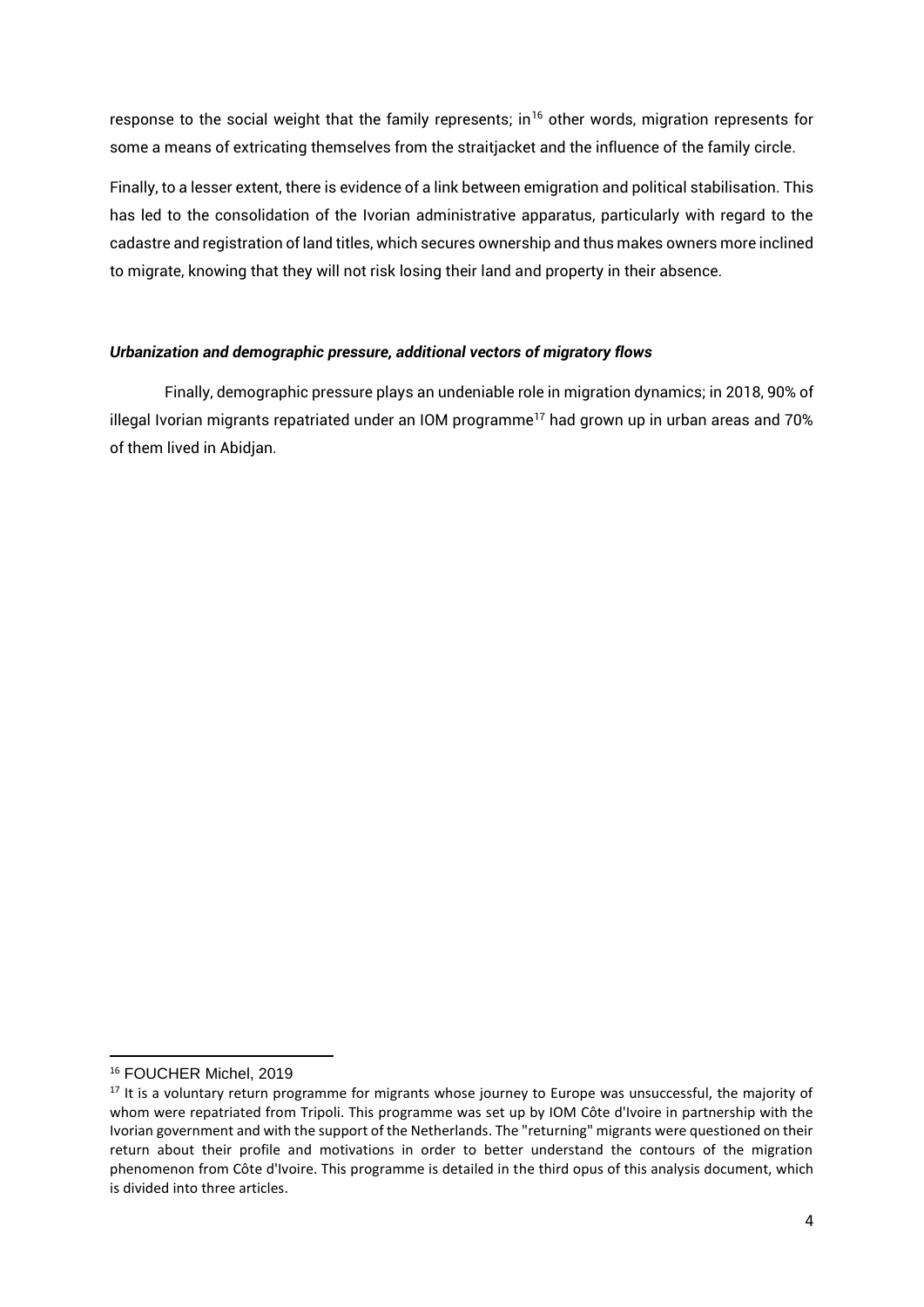response to the social weight that the family represents; in[16] other words, migration represents for some a means of extricating themselves from the straitjacket and the influence of the family circle.

Finally, to a lesser extent, there is evidence of a link between emigration and political stabilisation. This has led to the consolidation of the Ivorian administrative apparatus, particularly with regard to the cadastre and registration of land titles, which secures ownership and thus makes owners more inclined to migrate, knowing that they will not risk losing their land and property in their absence.

### *Urbanization and demographic pressure, additional vectors of migratory flows*

Finally, demographic pressure plays an undeniable role in migration dynamics; in 2018, 90% of illegal Ivorian migrants repatriated under an IOM programme[17] had grown up in urban areas and 70% of them lived in Abidjan.

---

[16] FOUCHER Michel, 2019

[17] It is a voluntary return programme for migrants whose journey to Europe was unsuccessful, the majority of whom were repatriated from Tripoli. This programme was set up by IOM Côte d'Ivoire in partnership with the Ivorian government and with the support of the Netherlands. The "returning" migrants were questioned on their return about their profile and motivations in order to better understand the contours of the migration phenomenon from Côte d'Ivoire. This programme is detailed in the third opus of this analysis document, which is divided into three articles.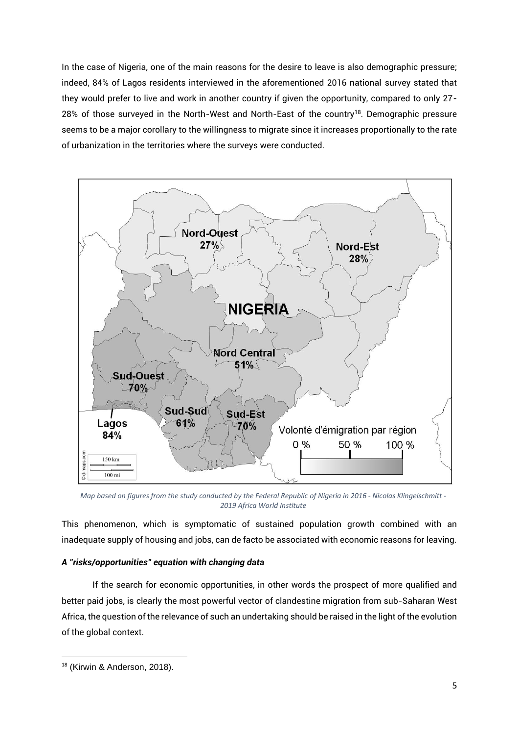In the case of Nigeria, one of the main reasons for the desire to leave is also demographic pressure; indeed, 84% of Lagos residents interviewed in the aforementioned 2016 national survey stated that they would prefer to live and work in another country if given the opportunity, compared to only 27-28% of those surveyed in the North-West and North-East of the country[18]. Demographic pressure seems to be a major corollary to the willingness to migrate since it increases proportionally to the rate of urbanization in the territories where the surveys were conducted.

Nord-Ouest
27%
Nord-Est
28%
NIGERIA
Nord Central
51%
Sud-Ouest
70%
Sud-Sud
61%
Sud-Est
70%
Lagos
84%
Volonté d'émigration par région
0 %
50 %
100 %
150 km
100 mi
© d-maps.com

*Map based on figures from the study conducted by the Federal Republic of Nigeria in 2016 - Nicolas Klingelschmitt - 2019 Africa World Institute*

This phenomenon, which is symptomatic of sustained population growth combined with an inadequate supply of housing and jobs, can de facto be associated with economic reasons for leaving.

***A "risks/opportunities" equation with changing data***

If the search for economic opportunities, in other words the prospect of more qualified and better paid jobs, is clearly the most powerful vector of clandestine migration from sub-Saharan West Africa, the question of the relevance of such an undertaking should be raised in the light of the evolution of the global context.

[18] (Kirwin & Anderson, 2018).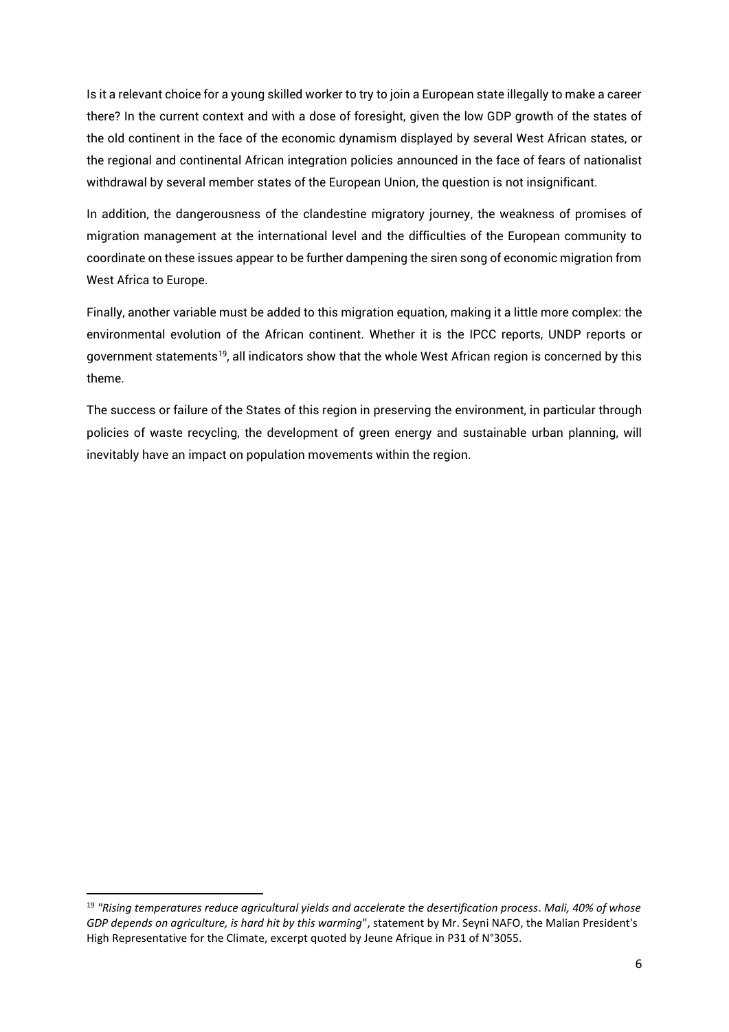Is it a relevant choice for a young skilled worker to try to join a European state illegally to make a career there? In the current context and with a dose of foresight, given the low GDP growth of the states of the old continent in the face of the economic dynamism displayed by several West African states, or the regional and continental African integration policies announced in the face of fears of nationalist withdrawal by several member states of the European Union, the question is not insignificant.

In addition, the dangerousness of the clandestine migratory journey, the weakness of promises of migration management at the international level and the difficulties of the European community to coordinate on these issues appear to be further dampening the siren song of economic migration from West Africa to Europe.

Finally, another variable must be added to this migration equation, making it a little more complex: the environmental evolution of the African continent. Whether it is the IPCC reports, UNDP reports or government statements[19], all indicators show that the whole West African region is concerned by this theme.

The success or failure of the States of this region in preserving the environment, in particular through policies of waste recycling, the development of green energy and sustainable urban planning, will inevitably have an impact on population movements within the region.

---

[19] *"Rising temperatures reduce agricultural yields and accelerate the desertification process. Mali, 40% of whose GDP depends on agriculture, is hard hit by this warming"*, statement by Mr. Seyni NAFO, the Malian President's High Representative for the Climate, excerpt quoted by Jeune Afrique in P31 of N°3055.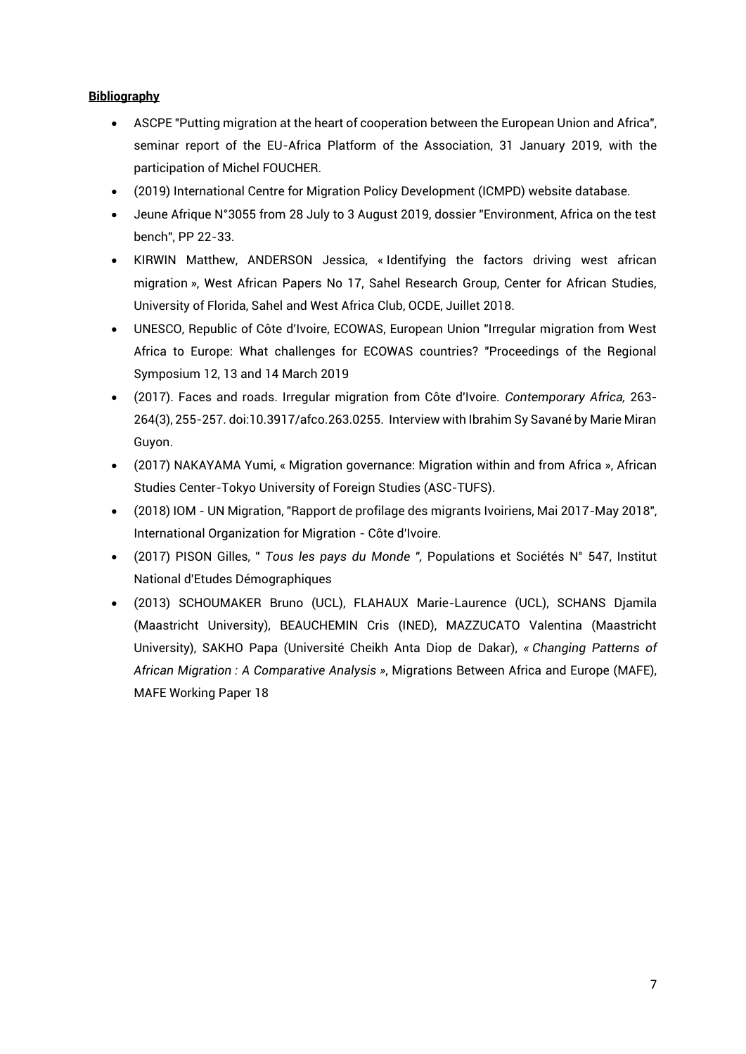**Bibliography**

- ASCPE "Putting migration at the heart of cooperation between the European Union and Africa", seminar report of the EU-Africa Platform of the Association, 31 January 2019, with the participation of Michel FOUCHER.
- (2019) International Centre for Migration Policy Development (ICMPD) website database.
- Jeune Afrique N°3055 from 28 July to 3 August 2019, dossier "Environment, Africa on the test bench", PP 22-33.
- KIRWIN Matthew, ANDERSON Jessica, « Identifying the factors driving west african migration », West African Papers No 17, Sahel Research Group, Center for African Studies, University of Florida, Sahel and West Africa Club, OCDE, Juillet 2018.
- UNESCO, Republic of Côte d'Ivoire, ECOWAS, European Union "Irregular migration from West Africa to Europe: What challenges for ECOWAS countries? "Proceedings of the Regional Symposium 12, 13 and 14 March 2019
- (2017). Faces and roads. Irregular migration from Côte d'Ivoire. *Contemporary Africa,* 263-264(3), 255-257. doi:10.3917/afco.263.0255. Interview with Ibrahim Sy Savané by Marie Miran Guyon.
- (2017) NAKAYAMA Yumi, « Migration governance: Migration within and from Africa », African Studies Center-Tokyo University of Foreign Studies (ASC-TUFS).
- (2018) IOM - UN Migration, "Rapport de profilage des migrants Ivoiriens, Mai 2017-May 2018", International Organization for Migration - Côte d'Ivoire.
- (2017) PISON Gilles, " *Tous les pays du Monde ",* Populations et Sociétés N° 547, Institut National d'Etudes Démographiques
- (2013) SCHOUMAKER Bruno (UCL), FLAHAUX Marie-Laurence (UCL), SCHANS Djamila (Maastricht University), BEAUCHEMIN Cris (INED), MAZZUCATO Valentina (Maastricht University), SAKHO Papa (Université Cheikh Anta Diop de Dakar), *« Changing Patterns of African Migration : A Comparative Analysis »*, Migrations Between Africa and Europe (MAFE), MAFE Working Paper 18